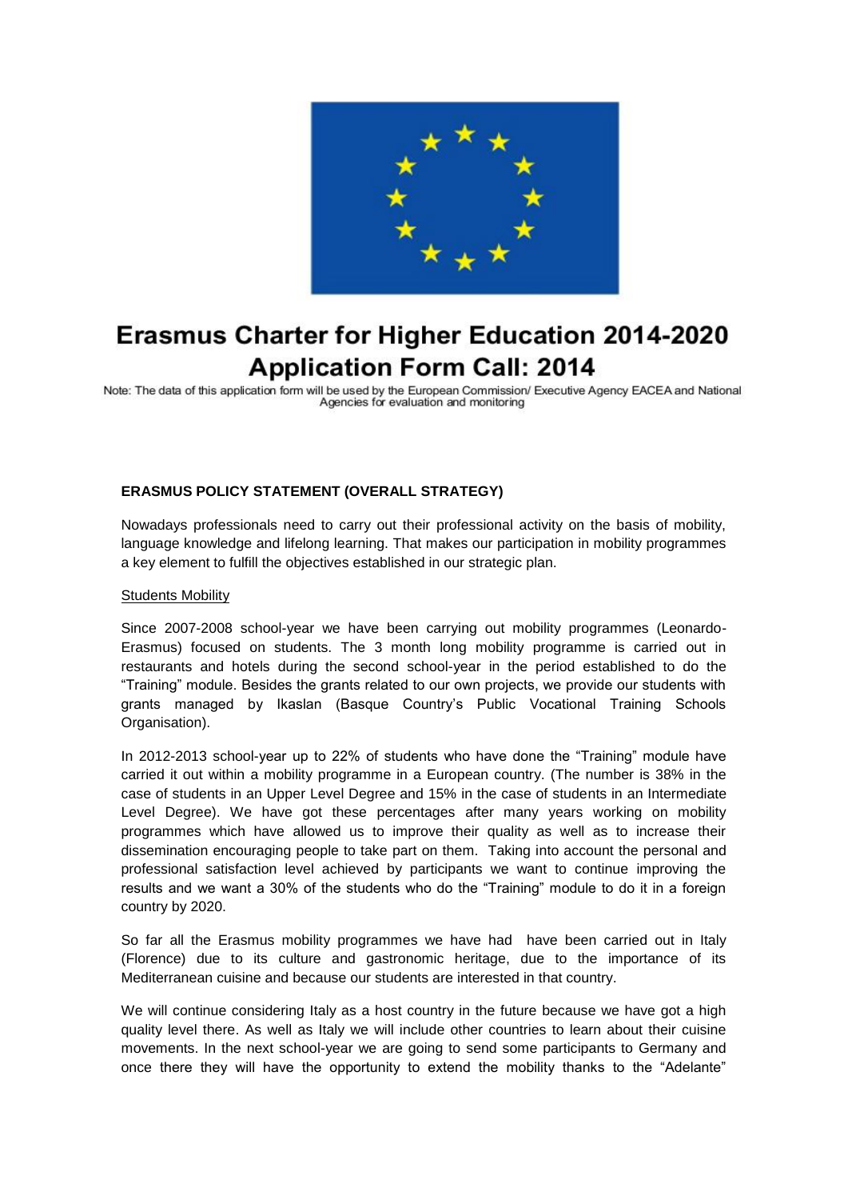# Erasmus Charter for Higher Education 2014-2020
# Application Form Call: 2014

Note: The data of this application form will be used by the European Commission/ Executive Agency EACEA and National Agencies for evaluation and monitoring

**ERASMUS POLICY STATEMENT (OVERALL STRATEGY)**

Nowadays professionals need to carry out their professional activity on the basis of mobility, language knowledge and lifelong learning. That makes our participation in mobility programmes a key element to fulfill the objectives established in our strategic plan.

Students Mobility

Since 2007-2008 school-year we have been carrying out mobility programmes (Leonardo-Erasmus) focused on students. The 3 month long mobility programme is carried out in restaurants and hotels during the second school-year in the period established to do the "Training" module. Besides the grants related to our own projects, we provide our students with grants managed by Ikaslan (Basque Country's Public Vocational Training Schools Organisation).

In 2012-2013 school-year up to 22% of students who have done the "Training" module have carried it out within a mobility programme in a European country. (The number is 38% in the case of students in an Upper Level Degree and 15% in the case of students in an Intermediate Level Degree). We have got these percentages after many years working on mobility programmes which have allowed us to improve their quality as well as to increase their dissemination encouraging people to take part on them. Taking into account the personal and professional satisfaction level achieved by participants we want to continue improving the results and we want a 30% of the students who do the "Training" module to do it in a foreign country by 2020.

So far all the Erasmus mobility programmes we have had have been carried out in Italy (Florence) due to its culture and gastronomic heritage, due to the importance of its Mediterranean cuisine and because our students are interested in that country.

We will continue considering Italy as a host country in the future because we have got a high quality level there. As well as Italy we will include other countries to learn about their cuisine movements. In the next school-year we are going to send some participants to Germany and once there they will have the opportunity to extend the mobility thanks to the "Adelante"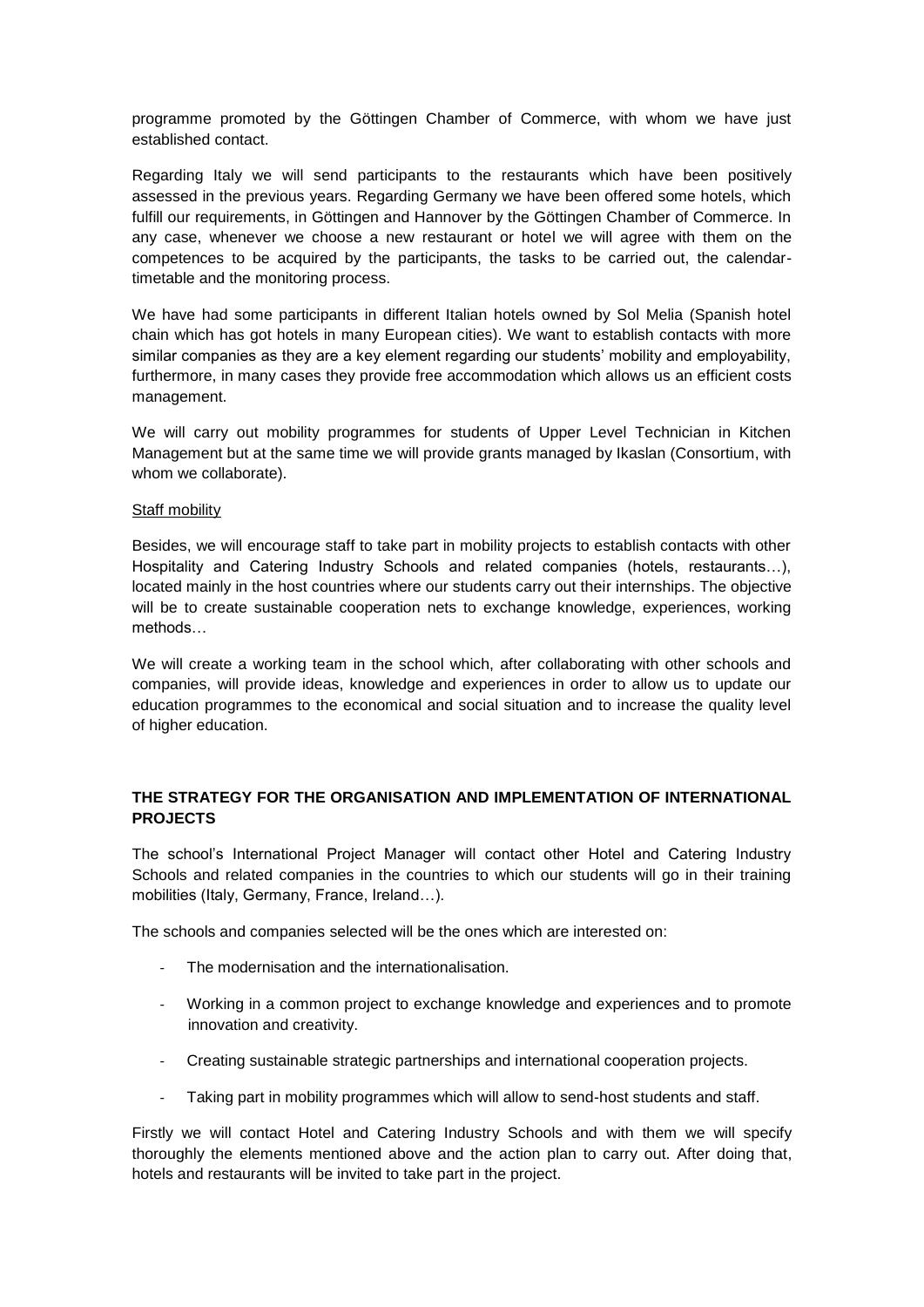programme promoted by the Göttingen Chamber of Commerce, with whom we have just established contact.

Regarding Italy we will send participants to the restaurants which have been positively assessed in the previous years. Regarding Germany we have been offered some hotels, which fulfill our requirements, in Göttingen and Hannover by the Göttingen Chamber of Commerce. In any case, whenever we choose a new restaurant or hotel we will agree with them on the competences to be acquired by the participants, the tasks to be carried out, the calendar-timetable and the monitoring process.

We have had some participants in different Italian hotels owned by Sol Melia (Spanish hotel chain which has got hotels in many European cities). We want to establish contacts with more similar companies as they are a key element regarding our students' mobility and employability, furthermore, in many cases they provide free accommodation which allows us an efficient costs management.

We will carry out mobility programmes for students of Upper Level Technician in Kitchen Management but at the same time we will provide grants managed by Ikaslan (Consortium, with whom we collaborate).

Staff mobility

Besides, we will encourage staff to take part in mobility projects to establish contacts with other Hospitality and Catering Industry Schools and related companies (hotels, restaurants…), located mainly in the host countries where our students carry out their internships. The objective will be to create sustainable cooperation nets to exchange knowledge, experiences, working methods…

We will create a working team in the school which, after collaborating with other schools and companies, will provide ideas, knowledge and experiences in order to allow us to update our education programmes to the economical and social situation and to increase the quality level of higher education.

## THE STRATEGY FOR THE ORGANISATION AND IMPLEMENTATION OF INTERNATIONAL PROJECTS

The school's International Project Manager will contact other Hotel and Catering Industry Schools and related companies in the countries to which our students will go in their training mobilities (Italy, Germany, France, Ireland…).

The schools and companies selected will be the ones which are interested on:

- The modernisation and the internationalisation.
- Working in a common project to exchange knowledge and experiences and to promote innovation and creativity.
- Creating sustainable strategic partnerships and international cooperation projects.
- Taking part in mobility programmes which will allow to send-host students and staff.

Firstly we will contact Hotel and Catering Industry Schools and with them we will specify thoroughly the elements mentioned above and the action plan to carry out. After doing that, hotels and restaurants will be invited to take part in the project.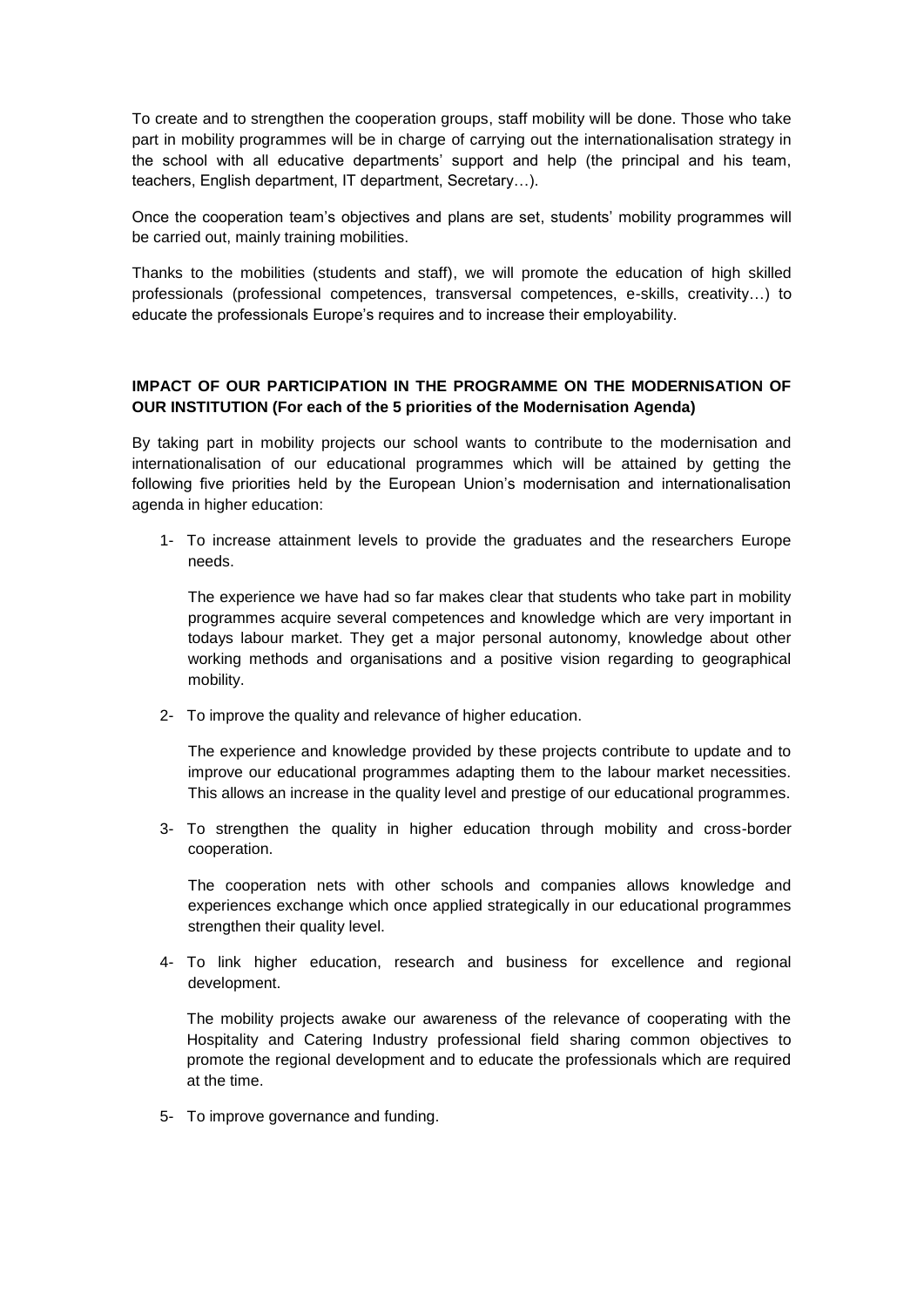To create and to strengthen the cooperation groups, staff mobility will be done. Those who take part in mobility programmes will be in charge of carrying out the internationalisation strategy in the school with all educative departments' support and help (the principal and his team, teachers, English department, IT department, Secretary…).

Once the cooperation team's objectives and plans are set, students' mobility programmes will be carried out, mainly training mobilities.

Thanks to the mobilities (students and staff), we will promote the education of high skilled professionals (professional competences, transversal competences, e-skills, creativity…) to educate the professionals Europe's requires and to increase their employability.

**IMPACT OF OUR PARTICIPATION IN THE PROGRAMME ON THE MODERNISATION OF OUR INSTITUTION (For each of the 5 priorities of the Modernisation Agenda)**

By taking part in mobility projects our school wants to contribute to the modernisation and internationalisation of our educational programmes which will be attained by getting the following five priorities held by the European Union's modernisation and internationalisation agenda in higher education:

1- To increase attainment levels to provide the graduates and the researchers Europe needs.

   The experience we have had so far makes clear that students who take part in mobility programmes acquire several competences and knowledge which are very important in todays labour market. They get a major personal autonomy, knowledge about other working methods and organisations and a positive vision regarding to geographical mobility.

2- To improve the quality and relevance of higher education.

   The experience and knowledge provided by these projects contribute to update and to improve our educational programmes adapting them to the labour market necessities. This allows an increase in the quality level and prestige of our educational programmes.

3- To strengthen the quality in higher education through mobility and cross-border cooperation.

   The cooperation nets with other schools and companies allows knowledge and experiences exchange which once applied strategically in our educational programmes strengthen their quality level.

4- To link higher education, research and business for excellence and regional development.

   The mobility projects awake our awareness of the relevance of cooperating with the Hospitality and Catering Industry professional field sharing common objectives to promote the regional development and to educate the professionals which are required at the time.

5- To improve governance and funding.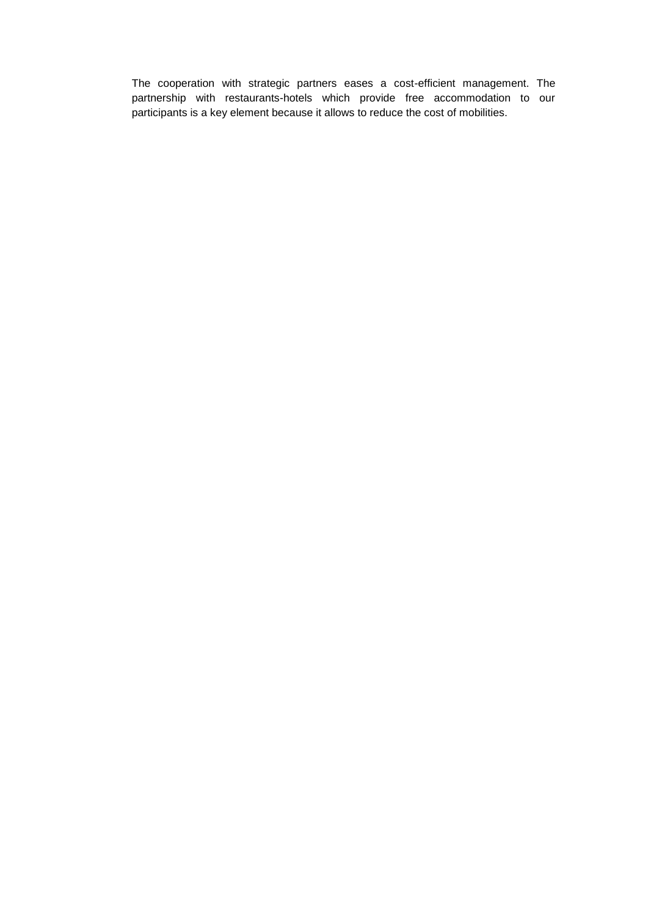The cooperation with strategic partners eases a cost-efficient management. The partnership with restaurants-hotels which provide free accommodation to our participants is a key element because it allows to reduce the cost of mobilities.